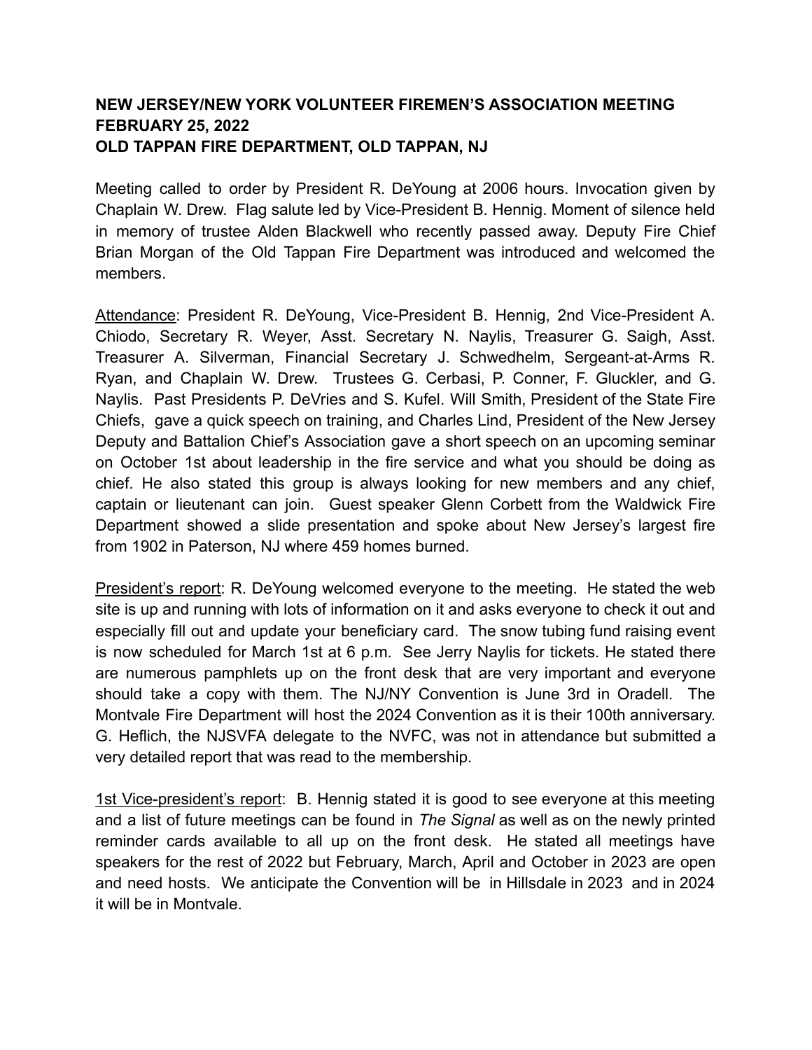**NEW JERSEY/NEW YORK VOLUNTEER FIREMEN'S ASSOCIATION MEETING**
**FEBRUARY 25, 2022**
**OLD TAPPAN FIRE DEPARTMENT, OLD TAPPAN, NJ**

Meeting called to order by President R. DeYoung at 2006 hours. Invocation given by Chaplain W. Drew. Flag salute led by Vice-President B. Hennig. Moment of silence held in memory of trustee Alden Blackwell who recently passed away. Deputy Fire Chief Brian Morgan of the Old Tappan Fire Department was introduced and welcomed the members.

<u>Attendance</u>: President R. DeYoung, Vice-President B. Hennig, 2nd Vice-President A. Chiodo, Secretary R. Weyer, Asst. Secretary N. Naylis, Treasurer G. Saigh, Asst. Treasurer A. Silverman, Financial Secretary J. Schwedhelm, Sergeant-at-Arms R. Ryan, and Chaplain W. Drew. Trustees G. Cerbasi, P. Conner, F. Gluckler, and G. Naylis. Past Presidents P. DeVries and S. Kufel. Will Smith, President of the State Fire Chiefs, gave a quick speech on training, and Charles Lind, President of the New Jersey Deputy and Battalion Chief's Association gave a short speech on an upcoming seminar on October 1st about leadership in the fire service and what you should be doing as chief. He also stated this group is always looking for new members and any chief, captain or lieutenant can join. Guest speaker Glenn Corbett from the Waldwick Fire Department showed a slide presentation and spoke about New Jersey's largest fire from 1902 in Paterson, NJ where 459 homes burned.

<u>President's report</u>: R. DeYoung welcomed everyone to the meeting. He stated the web site is up and running with lots of information on it and asks everyone to check it out and especially fill out and update your beneficiary card. The snow tubing fund raising event is now scheduled for March 1st at 6 p.m. See Jerry Naylis for tickets. He stated there are numerous pamphlets up on the front desk that are very important and everyone should take a copy with them. The NJ/NY Convention is June 3rd in Oradell. The Montvale Fire Department will host the 2024 Convention as it is their 100th anniversary. G. Heflich, the NJSVFA delegate to the NVFC, was not in attendance but submitted a very detailed report that was read to the membership.

<u>1st Vice-president's report</u>: B. Hennig stated it is good to see everyone at this meeting and a list of future meetings can be found in *The Signal* as well as on the newly printed reminder cards available to all up on the front desk. He stated all meetings have speakers for the rest of 2022 but February, March, April and October in 2023 are open and need hosts. We anticipate the Convention will be in Hillsdale in 2023 and in 2024 it will be in Montvale.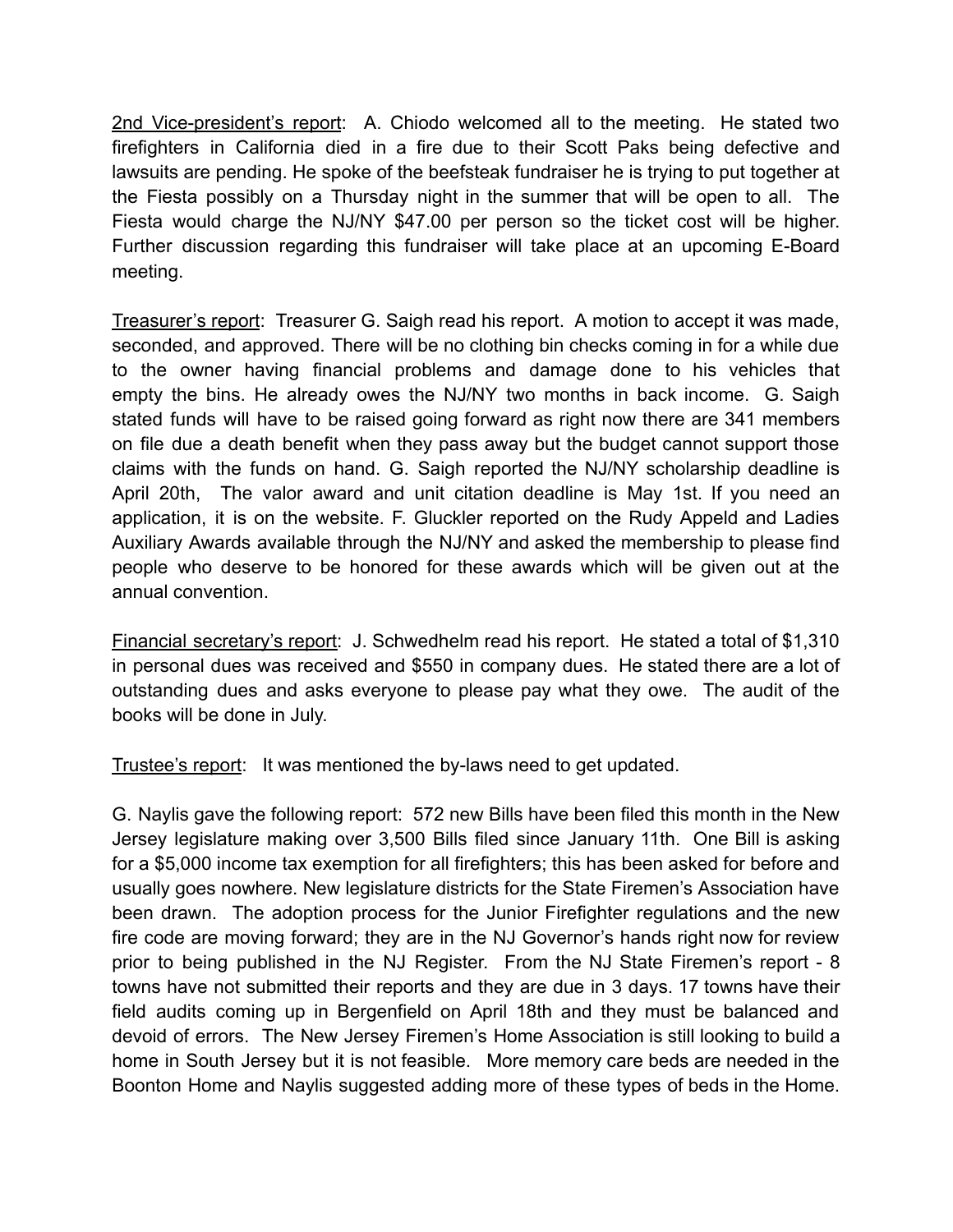2nd Vice-president's report: A. Chiodo welcomed all to the meeting. He stated two firefighters in California died in a fire due to their Scott Paks being defective and lawsuits are pending. He spoke of the beefsteak fundraiser he is trying to put together at the Fiesta possibly on a Thursday night in the summer that will be open to all. The Fiesta would charge the NJ/NY $47.00 per person so the ticket cost will be higher. Further discussion regarding this fundraiser will take place at an upcoming E-Board meeting.

Treasurer's report: Treasurer G. Saigh read his report. A motion to accept it was made, seconded, and approved. There will be no clothing bin checks coming in for a while due to the owner having financial problems and damage done to his vehicles that empty the bins. He already owes the NJ/NY two months in back income. G. Saigh stated funds will have to be raised going forward as right now there are 341 members on file due a death benefit when they pass away but the budget cannot support those claims with the funds on hand. G. Saigh reported the NJ/NY scholarship deadline is April 20th, The valor award and unit citation deadline is May 1st. If you need an application, it is on the website. F. Gluckler reported on the Rudy Appeld and Ladies Auxiliary Awards available through the NJ/NY and asked the membership to please find people who deserve to be honored for these awards which will be given out at the annual convention.

Financial secretary's report: J. Schwedhelm read his report. He stated a total of $1,310 in personal dues was received and $550 in company dues. He stated there are a lot of outstanding dues and asks everyone to please pay what they owe. The audit of the books will be done in July.

Trustee's report: It was mentioned the by-laws need to get updated.

G. Naylis gave the following report: 572 new Bills have been filed this month in the New Jersey legislature making over 3,500 Bills filed since January 11th. One Bill is asking for a $5,000 income tax exemption for all firefighters; this has been asked for before and usually goes nowhere. New legislature districts for the State Firemen's Association have been drawn. The adoption process for the Junior Firefighter regulations and the new fire code are moving forward; they are in the NJ Governor's hands right now for review prior to being published in the NJ Register. From the NJ State Firemen's report - 8 towns have not submitted their reports and they are due in 3 days. 17 towns have their field audits coming up in Bergenfield on April 18th and they must be balanced and devoid of errors. The New Jersey Firemen's Home Association is still looking to build a home in South Jersey but it is not feasible. More memory care beds are needed in the Boonton Home and Naylis suggested adding more of these types of beds in the Home.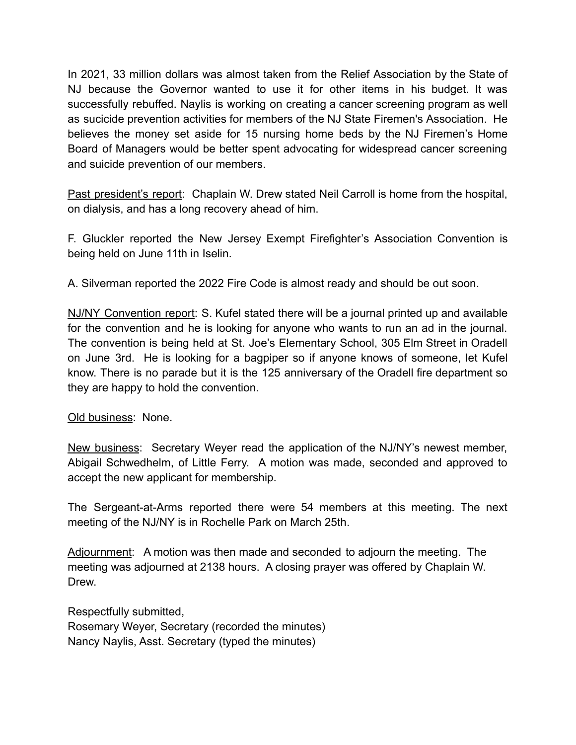In 2021, 33 million dollars was almost taken from the Relief Association by the State of NJ because the Governor wanted to use it for other items in his budget. It was successfully rebuffed. Naylis is working on creating a cancer screening program as well as sucicide prevention activities for members of the NJ State Firemen's Association. He believes the money set aside for 15 nursing home beds by the NJ Firemen's Home Board of Managers would be better spent advocating for widespread cancer screening and suicide prevention of our members.

Past president's report: Chaplain W. Drew stated Neil Carroll is home from the hospital, on dialysis, and has a long recovery ahead of him.

F. Gluckler reported the New Jersey Exempt Firefighter's Association Convention is being held on June 11th in Iselin.

A. Silverman reported the 2022 Fire Code is almost ready and should be out soon.

NJ/NY Convention report: S. Kufel stated there will be a journal printed up and available for the convention and he is looking for anyone who wants to run an ad in the journal. The convention is being held at St. Joe's Elementary School, 305 Elm Street in Oradell on June 3rd. He is looking for a bagpiper so if anyone knows of someone, let Kufel know. There is no parade but it is the 125 anniversary of the Oradell fire department so they are happy to hold the convention.

Old business: None.

New business: Secretary Weyer read the application of the NJ/NY's newest member, Abigail Schwedhelm, of Little Ferry. A motion was made, seconded and approved to accept the new applicant for membership.

The Sergeant-at-Arms reported there were 54 members at this meeting. The next meeting of the NJ/NY is in Rochelle Park on March 25th.

Adjournment: A motion was then made and seconded to adjourn the meeting. The meeting was adjourned at 2138 hours. A closing prayer was offered by Chaplain W. Drew.

Respectfully submitted,
Rosemary Weyer, Secretary (recorded the minutes)
Nancy Naylis, Asst. Secretary (typed the minutes)